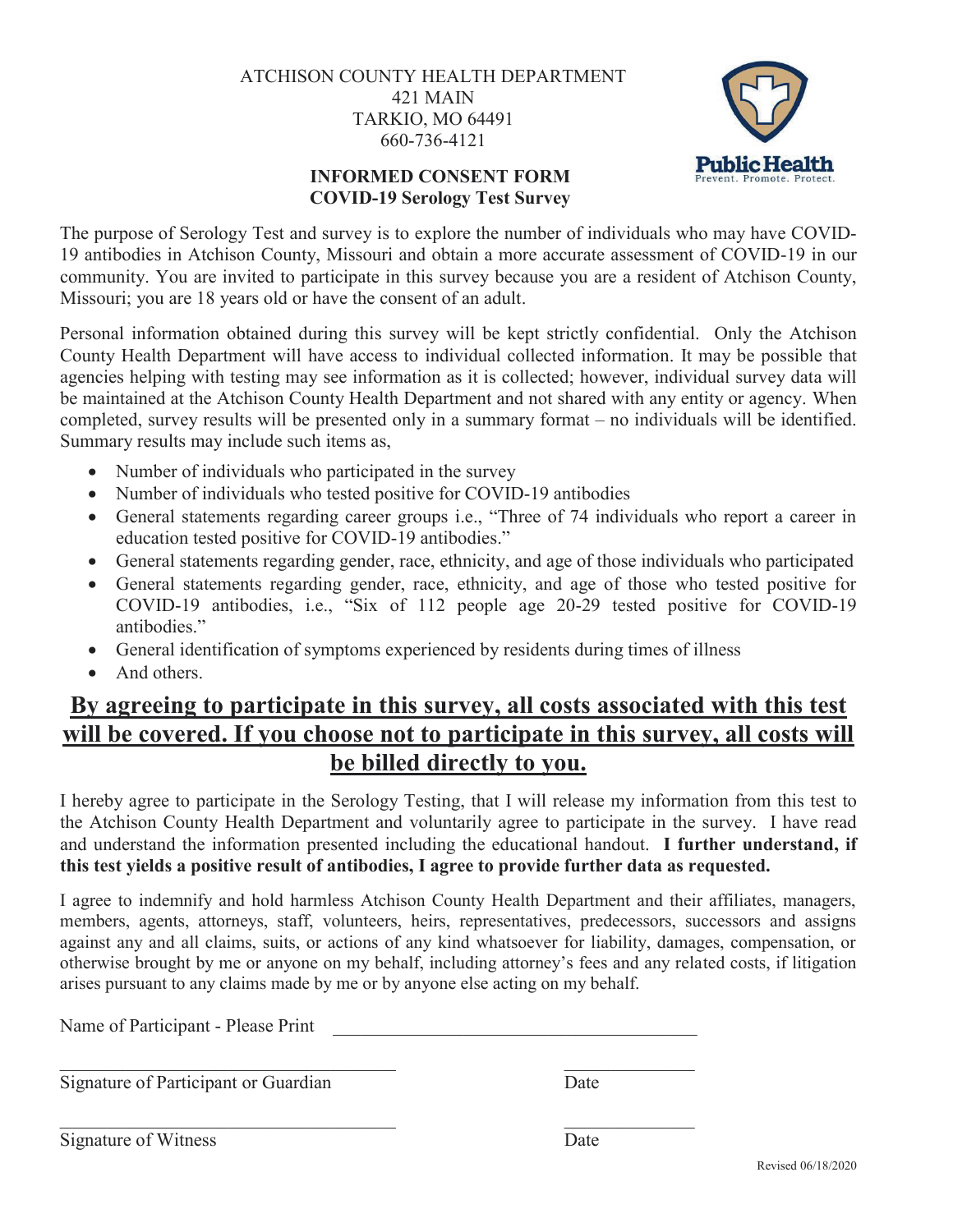ATCHISON COUNTY HEALTH DEPARTMENT
421 MAIN
TARKIO, MO 64491
660-736-4121

Public Health
Prevent. Promote. Protect.

**INFORMED CONSENT FORM**
**COVID-19 Serology Test Survey**

The purpose of Serology Test and survey is to explore the number of individuals who may have COVID-19 antibodies in Atchison County, Missouri and obtain a more accurate assessment of COVID-19 in our community. You are invited to participate in this survey because you are a resident of Atchison County, Missouri; you are 18 years old or have the consent of an adult.

Personal information obtained during this survey will be kept strictly confidential. Only the Atchison County Health Department will have access to individual collected information. It may be possible that agencies helping with testing may see information as it is collected; however, individual survey data will be maintained at the Atchison County Health Department and not shared with any entity or agency. When completed, survey results will be presented only in a summary format – no individuals will be identified. Summary results may include such items as,

- Number of individuals who participated in the survey
- Number of individuals who tested positive for COVID-19 antibodies
- General statements regarding career groups i.e., "Three of 74 individuals who report a career in education tested positive for COVID-19 antibodies."
- General statements regarding gender, race, ethnicity, and age of those individuals who participated
- General statements regarding gender, race, ethnicity, and age of those who tested positive for COVID-19 antibodies, i.e., "Six of 112 people age 20-29 tested positive for COVID-19 antibodies."
- General identification of symptoms experienced by residents during times of illness
- And others.

**<u>By agreeing to participate in this survey, all costs associated with this test will be covered. If you choose not to participate in this survey, all costs will be billed directly to you.</u>**

I hereby agree to participate in the Serology Testing, that I will release my information from this test to the Atchison County Health Department and voluntarily agree to participate in the survey. I have read and understand the information presented including the educational handout. **I further understand, if this test yields a positive result of antibodies, I agree to provide further data as requested.**

I agree to indemnify and hold harmless Atchison County Health Department and their affiliates, managers, members, agents, attorneys, staff, volunteers, heirs, representatives, predecessors, successors and assigns against any and all claims, suits, or actions of any kind whatsoever for liability, damages, compensation, or otherwise brought by me or anyone on my behalf, including attorney's fees and any related costs, if litigation arises pursuant to any claims made by me or by anyone else acting on my behalf.

Name of Participant - Please Print \_\_\_\_\_\_\_\_\_\_\_\_\_\_\_\_\_\_\_\_\_\_\_\_\_\_\_\_\_\_\_\_\_\_\_\_\_\_\_\_

\_\_\_\_\_\_\_\_\_\_\_\_\_\_\_\_\_\_\_\_\_\_\_\_\_\_\_\_\_\_\_\_\_\_\_\_\_ \_\_\_\_\_\_\_\_\_\_\_\_\_\_
Signature of Participant or Guardian Date

\_\_\_\_\_\_\_\_\_\_\_\_\_\_\_\_\_\_\_\_\_\_\_\_\_\_\_\_\_\_\_\_\_\_\_\_\_ \_\_\_\_\_\_\_\_\_\_\_\_\_\_
Signature of Witness Date

Revised 06/18/2020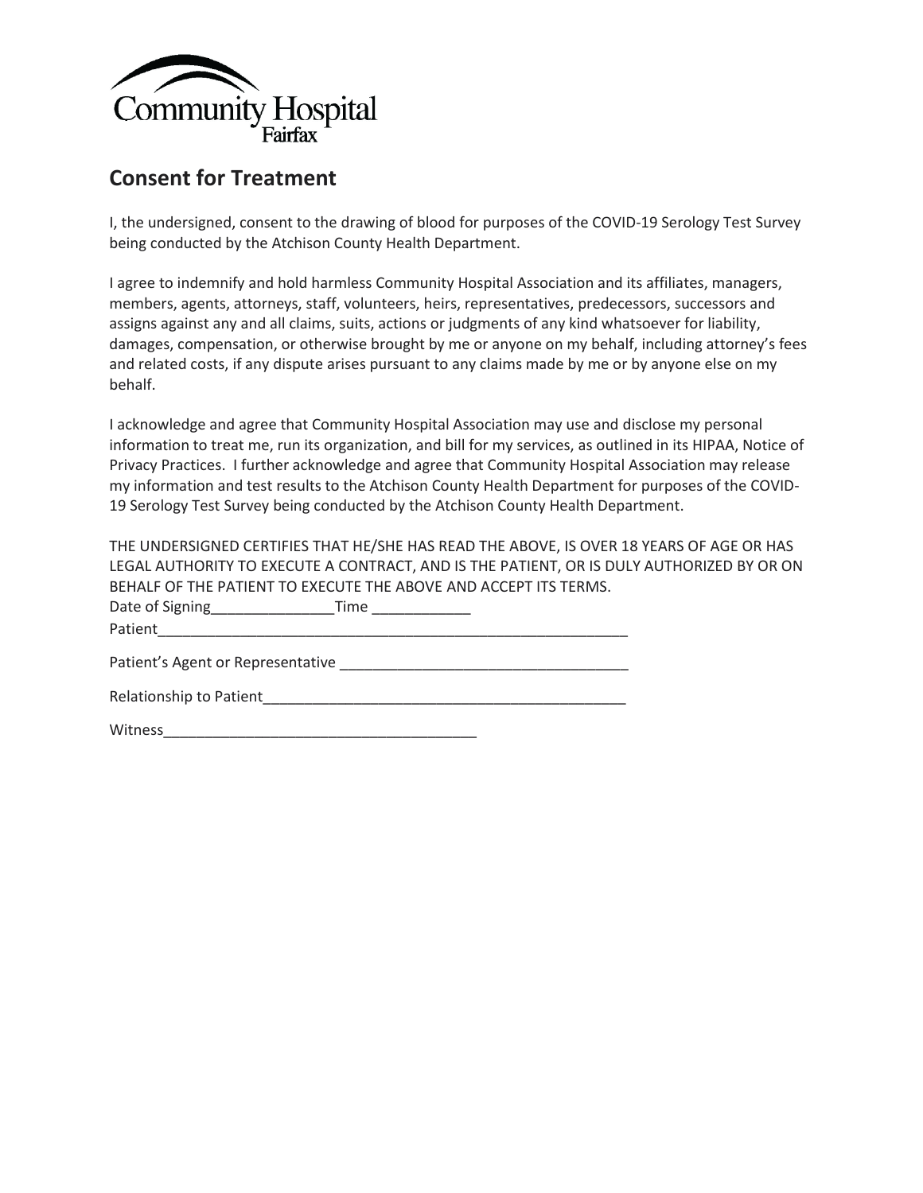Community Hospital
Fairfax

## Consent for Treatment

I, the undersigned, consent to the drawing of blood for purposes of the COVID-19 Serology Test Survey being conducted by the Atchison County Health Department.

I agree to indemnify and hold harmless Community Hospital Association and its affiliates, managers, members, agents, attorneys, staff, volunteers, heirs, representatives, predecessors, successors and assigns against any and all claims, suits, actions or judgments of any kind whatsoever for liability, damages, compensation, or otherwise brought by me or anyone on my behalf, including attorney's fees and related costs, if any dispute arises pursuant to any claims made by me or by anyone else on my behalf.

I acknowledge and agree that Community Hospital Association may use and disclose my personal information to treat me, run its organization, and bill for my services, as outlined in its HIPAA, Notice of Privacy Practices. I further acknowledge and agree that Community Hospital Association may release my information and test results to the Atchison County Health Department for purposes of the COVID-19 Serology Test Survey being conducted by the Atchison County Health Department.

THE UNDERSIGNED CERTIFIES THAT HE/SHE HAS READ THE ABOVE, IS OVER 18 YEARS OF AGE OR HAS LEGAL AUTHORITY TO EXECUTE A CONTRACT, AND IS THE PATIENT, OR IS DULY AUTHORIZED BY OR ON BEHALF OF THE PATIENT TO EXECUTE THE ABOVE AND ACCEPT ITS TERMS.

Date of Signing_______________Time ____________

Patient____________________________________________________________

Patient's Agent or Representative ___________________________________

Relationship to Patient_____________________________________________

Witness_______________________________________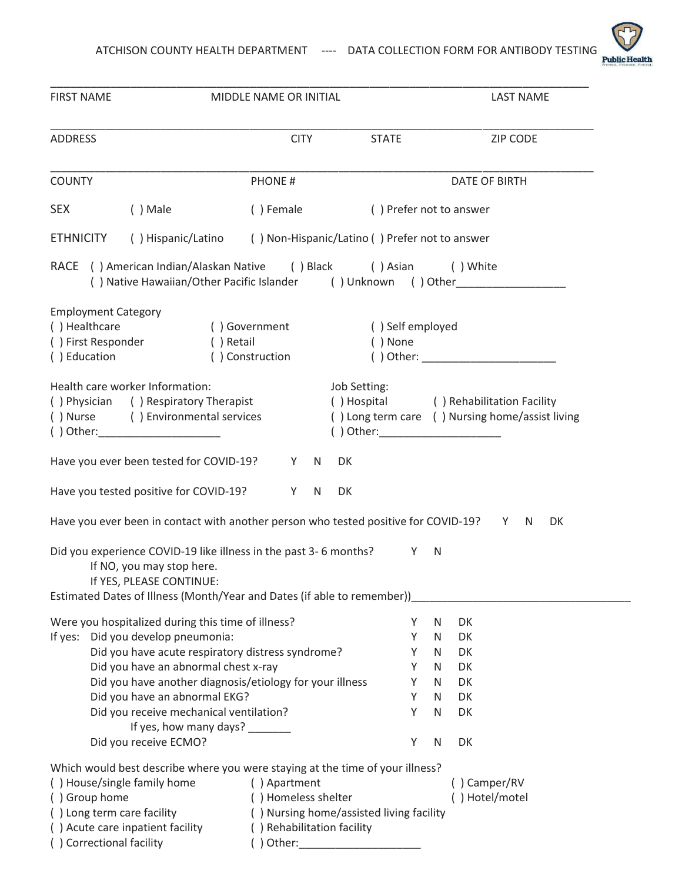# ATCHISON COUNTY HEALTH DEPARTMENT ---- DATA COLLECTION FORM FOR ANTIBODY TESTING

_______________________________________________________________________________

FIRST NAME MIDDLE NAME OR INITIAL LAST NAME

_______________________________________________________________________________

ADDRESS CITY STATE ZIP CODE

_______________________________________________________________________________

COUNTY PHONE # DATE OF BIRTH

SEX ( ) Male ( ) Female ( ) Prefer not to answer

ETHNICITY ( ) Hispanic/Latino ( ) Non-Hispanic/Latino ( ) Prefer not to answer

RACE ( ) American Indian/Alaskan Native ( ) Black ( ) Asian ( ) White
( ) Native Hawaiian/Other Pacific Islander ( ) Unknown ( ) Other__________________

Employment Category
( ) Healthcare ( ) Government ( ) Self employed
( ) First Responder ( ) Retail ( ) None
( ) Education ( ) Construction ( ) Other: ______________________

Health care worker Information:
( ) Physician ( ) Respiratory Therapist
( ) Nurse ( ) Environmental services
( ) Other:____________________

Job Setting:
( ) Hospital ( ) Rehabilitation Facility
( ) Long term care ( ) Nursing home/assist living
( ) Other:____________________

Have you ever been tested for COVID-19? Y N DK

Have you tested positive for COVID-19? Y N DK

Have you ever been in contact with another person who tested positive for COVID-19? Y N DK

Did you experience COVID-19 like illness in the past 3- 6 months? Y N
If NO, you may stop here.
If YES, PLEASE CONTINUE:
Estimated Dates of Illness (Month/Year and Dates (if able to remember))____________________________________

Were you hospitalized during this time of illness? Y N DK
If yes: Did you develop pneumonia: Y N DK
Did you have acute respiratory distress syndrome? Y N DK
Did you have an abnormal chest x-ray Y N DK
Did you have another diagnosis/etiology for your illness Y N DK
Did you have an abnormal EKG? Y N DK
Did you receive mechanical ventilation? Y N DK
If yes, how many days? _______
Did you receive ECMO? Y N DK

Which would best describe where you were staying at the time of your illness?
( ) House/single family home ( ) Apartment ( ) Camper/RV
( ) Group home ( ) Homeless shelter ( ) Hotel/motel
( ) Long term care facility ( ) Nursing home/assisted living facility
( ) Acute care inpatient facility ( ) Rehabilitation facility
( ) Correctional facility ( ) Other:____________________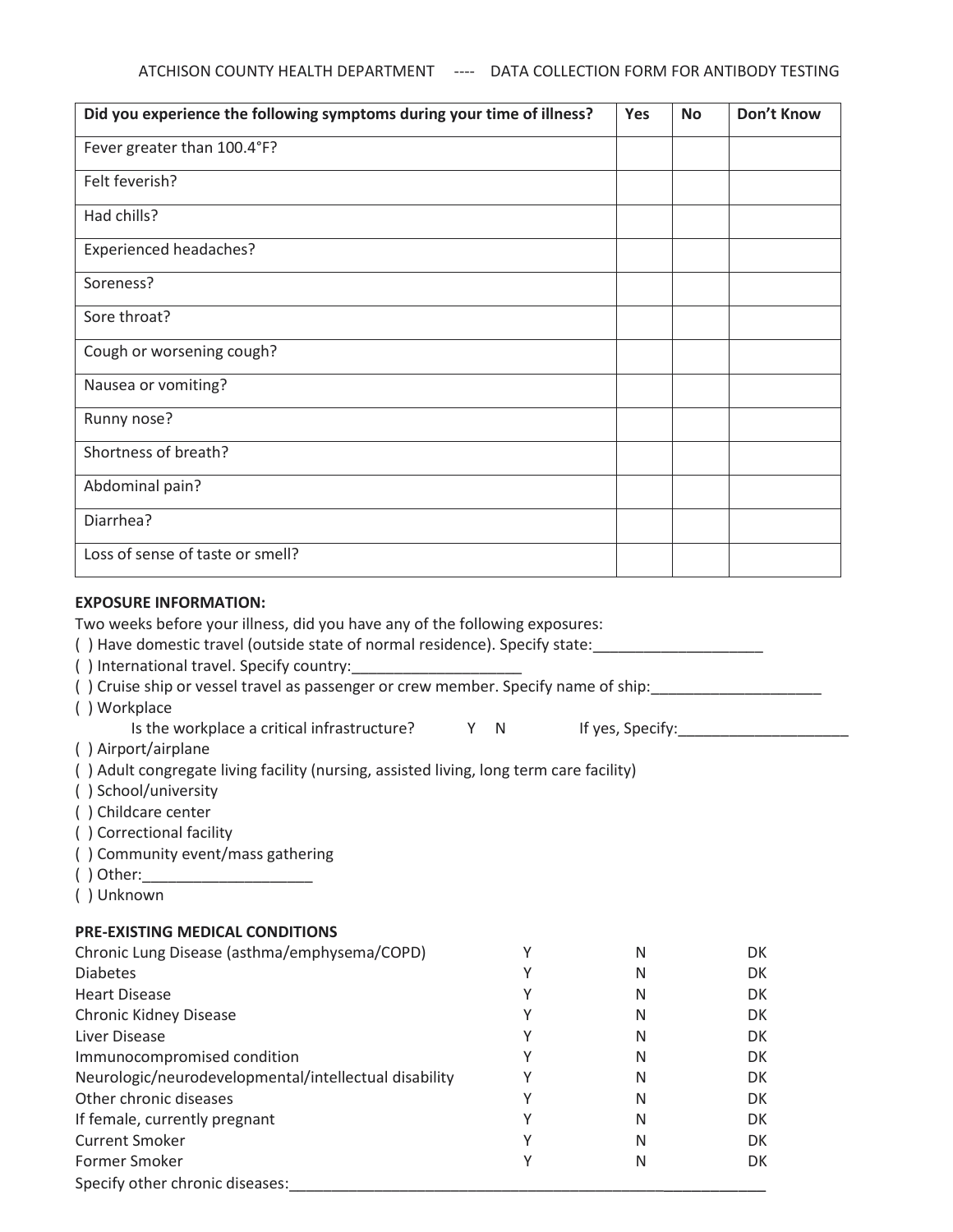ATCHISON COUNTY HEALTH DEPARTMENT ---- DATA COLLECTION FORM FOR ANTIBODY TESTING

| Did you experience the following symptoms during your time of illness? | Yes | No | Don't Know |
|---|---|---|---|
| Fever greater than 100.4°F? | | | |
| Felt feverish? | | | |
| Had chills? | | | |
| Experienced headaches? | | | |
| Soreness? | | | |
| Sore throat? | | | |
| Cough or worsening cough? | | | |
| Nausea or vomiting? | | | |
| Runny nose? | | | |
| Shortness of breath? | | | |
| Abdominal pain? | | | |
| Diarrhea? | | | |
| Loss of sense of taste or smell? | | | |

**EXPOSURE INFORMATION:**

Two weeks before your illness, did you have any of the following exposures:

( ) Have domestic travel (outside state of normal residence). Specify state:____________________

( ) International travel. Specify country:____________________

( ) Cruise ship or vessel travel as passenger or crew member. Specify name of ship:____________________

( ) Workplace

Is the workplace a critical infrastructure? Y N If yes, Specify:____________________

( ) Airport/airplane

( ) Adult congregate living facility (nursing, assisted living, long term care facility)

( ) School/university

( ) Childcare center

( ) Correctional facility

( ) Community event/mass gathering

( ) Other:____________________

( ) Unknown

**PRE-EXISTING MEDICAL CONDITIONS**

| | | | |
|---|---|---|---|
| Chronic Lung Disease (asthma/emphysema/COPD) | Y | N | DK |
| Diabetes | Y | N | DK |
| Heart Disease | Y | N | DK |
| Chronic Kidney Disease | Y | N | DK |
| Liver Disease | Y | N | DK |
| Immunocompromised condition | Y | N | DK |
| Neurologic/neurodevelopmental/intellectual disability | Y | N | DK |
| Other chronic diseases | Y | N | DK |
| If female, currently pregnant | Y | N | DK |
| Current Smoker | Y | N | DK |
| Former Smoker | Y | N | DK |

Specify other chronic diseases:____________________________________________________________